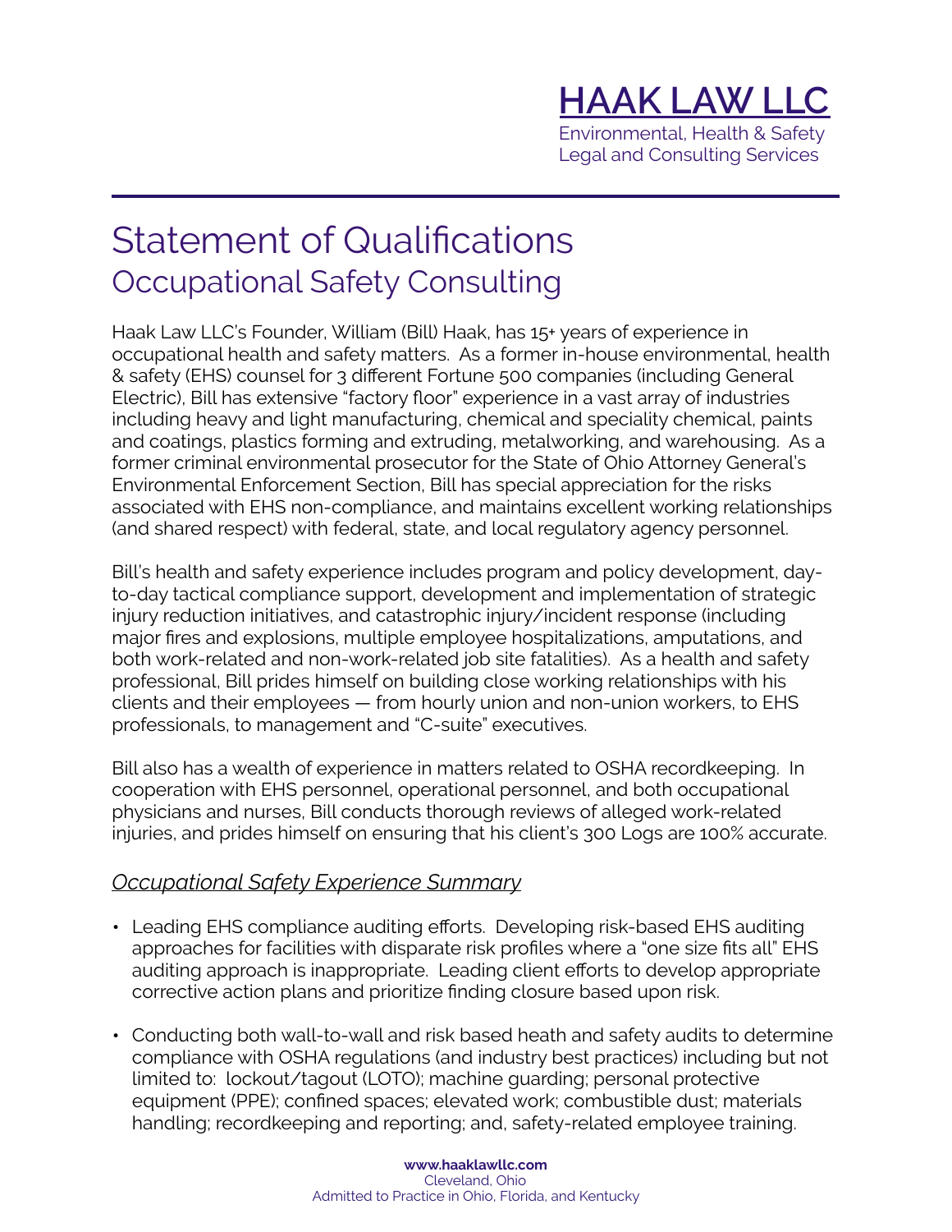# HAAK LAW LLC

Environmental, Health & Safety
Legal and Consulting Services

# Statement of Qualifications

## Occupational Safety Consulting

Haak Law LLC's Founder, William (Bill) Haak, has 15+ years of experience in occupational health and safety matters. As a former in-house environmental, health & safety (EHS) counsel for 3 different Fortune 500 companies (including General Electric), Bill has extensive "factory floor" experience in a vast array of industries including heavy and light manufacturing, chemical and speciality chemical, paints and coatings, plastics forming and extruding, metalworking, and warehousing. As a former criminal environmental prosecutor for the State of Ohio Attorney General's Environmental Enforcement Section, Bill has special appreciation for the risks associated with EHS non-compliance, and maintains excellent working relationships (and shared respect) with federal, state, and local regulatory agency personnel.

Bill's health and safety experience includes program and policy development, day-to-day tactical compliance support, development and implementation of strategic injury reduction initiatives, and catastrophic injury/incident response (including major fires and explosions, multiple employee hospitalizations, amputations, and both work-related and non-work-related job site fatalities). As a health and safety professional, Bill prides himself on building close working relationships with his clients and their employees — from hourly union and non-union workers, to EHS professionals, to management and "C-suite" executives.

Bill also has a wealth of experience in matters related to OSHA recordkeeping. In cooperation with EHS personnel, operational personnel, and both occupational physicians and nurses, Bill conducts thorough reviews of alleged work-related injuries, and prides himself on ensuring that his client's 300 Logs are 100% accurate.

### *Occupational Safety Experience Summary*

- Leading EHS compliance auditing efforts. Developing risk-based EHS auditing approaches for facilities with disparate risk profiles where a "one size fits all" EHS auditing approach is inappropriate. Leading client efforts to develop appropriate corrective action plans and prioritize finding closure based upon risk.
- Conducting both wall-to-wall and risk based heath and safety audits to determine compliance with OSHA regulations (and industry best practices) including but not limited to: lockout/tagout (LOTO); machine guarding; personal protective equipment (PPE); confined spaces; elevated work; combustible dust; materials handling; recordkeeping and reporting; and, safety-related employee training.

**www.haaklawllc.com**
Cleveland, Ohio
Admitted to Practice in Ohio, Florida, and Kentucky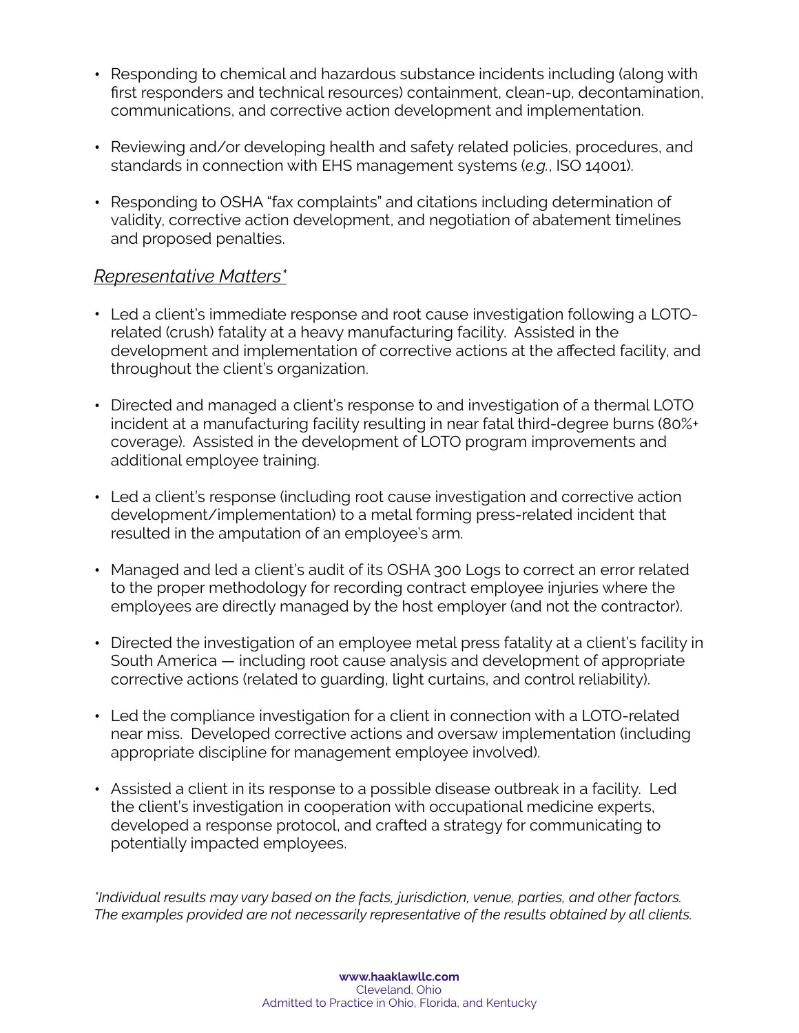- Responding to chemical and hazardous substance incidents including (along with first responders and technical resources) containment, clean-up, decontamination, communications, and corrective action development and implementation.

- Reviewing and/or developing health and safety related policies, procedures, and standards in connection with EHS management systems (*e.g.*, ISO 14001).

- Responding to OSHA "fax complaints" and citations including determination of validity, corrective action development, and negotiation of abatement timelines and proposed penalties.

## *Representative Matters**

- Led a client's immediate response and root cause investigation following a LOTO-related (crush) fatality at a heavy manufacturing facility. Assisted in the development and implementation of corrective actions at the affected facility, and throughout the client's organization.

- Directed and managed a client's response to and investigation of a thermal LOTO incident at a manufacturing facility resulting in near fatal third-degree burns (80%+ coverage). Assisted in the development of LOTO program improvements and additional employee training.

- Led a client's response (including root cause investigation and corrective action development/implementation) to a metal forming press-related incident that resulted in the amputation of an employee's arm.

- Managed and led a client's audit of its OSHA 300 Logs to correct an error related to the proper methodology for recording contract employee injuries where the employees are directly managed by the host employer (and not the contractor).

- Directed the investigation of an employee metal press fatality at a client's facility in South America — including root cause analysis and development of appropriate corrective actions (related to guarding, light curtains, and control reliability).

- Led the compliance investigation for a client in connection with a LOTO-related near miss. Developed corrective actions and oversaw implementation (including appropriate discipline for management employee involved).

- Assisted a client in its response to a possible disease outbreak in a facility. Led the client's investigation in cooperation with occupational medicine experts, developed a response protocol, and crafted a strategy for communicating to potentially impacted employees.

*\*Individual results may vary based on the facts, jurisdiction, venue, parties, and other factors. The examples provided are not necessarily representative of the results obtained by all clients.*

**www.haaklawllc.com**
Cleveland, Ohio
Admitted to Practice in Ohio, Florida, and Kentucky